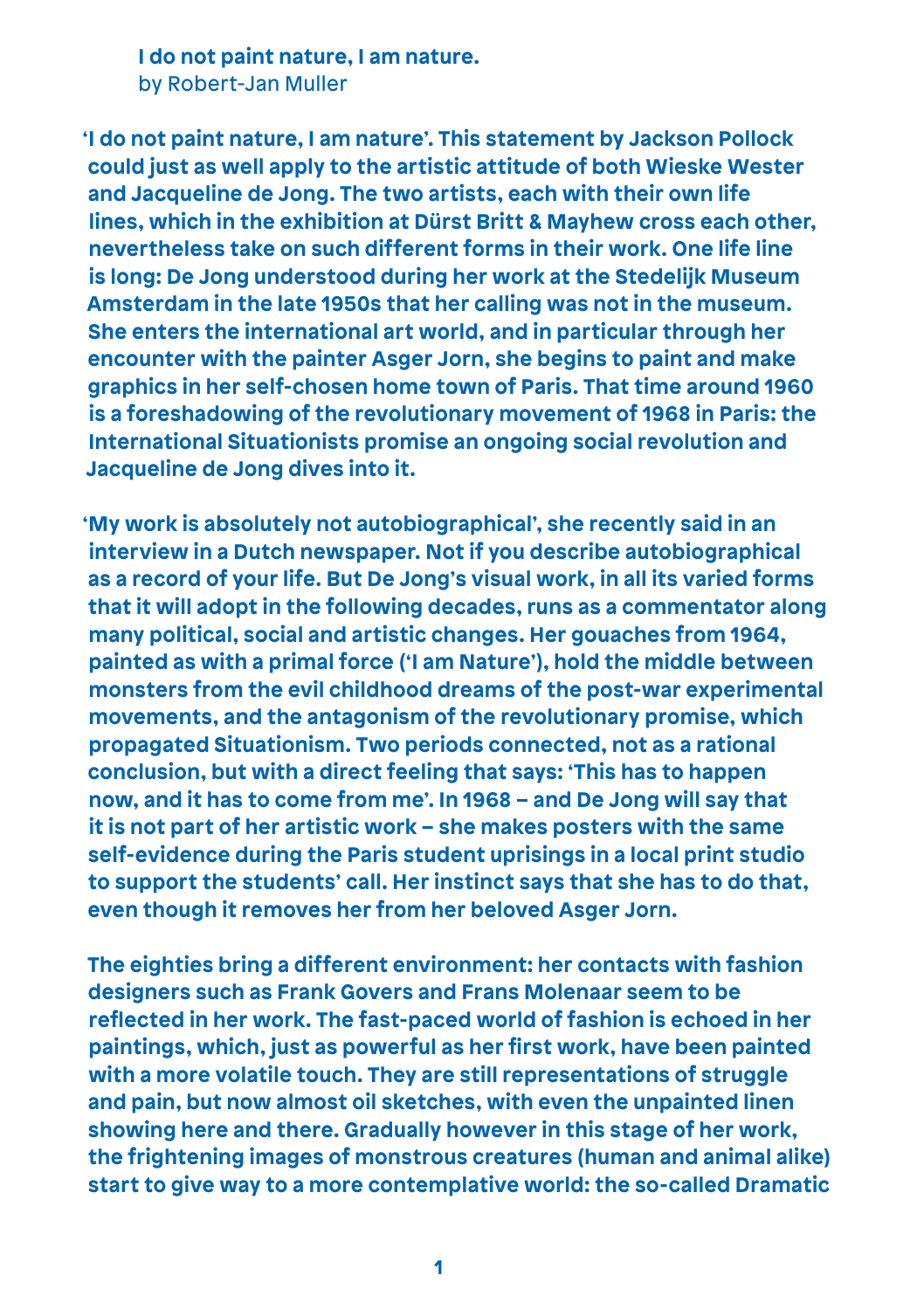**I do not paint nature, I am nature.**
by Robert-Jan Muller

**'I do not paint nature, I am nature'. This statement by Jackson Pollock could just as well apply to the artistic attitude of both Wieske Wester and Jacqueline de Jong. The two artists, each with their own life lines, which in the exhibition at Dürst Britt & Mayhew cross each other, nevertheless take on such different forms in their work. One life line is long: De Jong understood during her work at the Stedelijk Museum Amsterdam in the late 1950s that her calling was not in the museum. She enters the international art world, and in particular through her encounter with the painter Asger Jorn, she begins to paint and make graphics in her self-chosen home town of Paris. That time around 1960 is a foreshadowing of the revolutionary movement of 1968 in Paris: the International Situationists promise an ongoing social revolution and Jacqueline de Jong dives into it.**

**'My work is absolutely not autobiographical', she recently said in an interview in a Dutch newspaper. Not if you describe autobiographical as a record of your life. But De Jong's visual work, in all its varied forms that it will adopt in the following decades, runs as a commentator along many political, social and artistic changes. Her gouaches from 1964, painted as with a primal force ('I am Nature'), hold the middle between monsters from the evil childhood dreams of the post-war experimental movements, and the antagonism of the revolutionary promise, which propagated Situationism. Two periods connected, not as a rational conclusion, but with a direct feeling that says: 'This has to happen now, and it has to come from me'. In 1968 – and De Jong will say that it is not part of her artistic work – she makes posters with the same self-evidence during the Paris student uprisings in a local print studio to support the students' call. Her instinct says that she has to do that, even though it removes her from her beloved Asger Jorn.**

**The eighties bring a different environment: her contacts with fashion designers such as Frank Govers and Frans Molenaar seem to be reflected in her work. The fast-paced world of fashion is echoed in her paintings, which, just as powerful as her first work, have been painted with a more volatile touch. They are still representations of struggle and pain, but now almost oil sketches, with even the unpainted linen showing here and there. Gradually however in this stage of her work, the frightening images of monstrous creatures (human and animal alike) start to give way to a more contemplative world: the so-called Dramatic**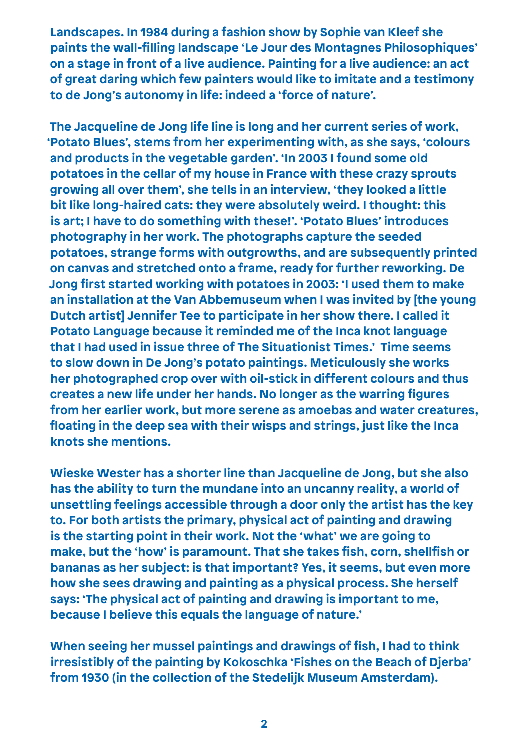Landscapes. In 1984 during a fashion show by Sophie van Kleef she paints the wall-filling landscape 'Le Jour des Montagnes Philosophiques' on a stage in front of a live audience. Painting for a live audience: an act of great daring which few painters would like to imitate and a testimony to de Jong's autonomy in life: indeed a 'force of nature'.

The Jacqueline de Jong life line is long and her current series of work, 'Potato Blues', stems from her experimenting with, as she says, 'colours and products in the vegetable garden'. 'In 2003 I found some old potatoes in the cellar of my house in France with these crazy sprouts growing all over them', she tells in an interview, 'they looked a little bit like long-haired cats: they were absolutely weird. I thought: this is art; I have to do something with these!'. 'Potato Blues' introduces photography in her work. The photographs capture the seeded potatoes, strange forms with outgrowths, and are subsequently printed on canvas and stretched onto a frame, ready for further reworking. De Jong first started working with potatoes in 2003: 'I used them to make an installation at the Van Abbemuseum when I was invited by [the young Dutch artist] Jennifer Tee to participate in her show there. I called it Potato Language because it reminded me of the Inca knot language that I had used in issue three of The Situationist Times.' Time seems to slow down in De Jong's potato paintings. Meticulously she works her photographed crop over with oil-stick in different colours and thus creates a new life under her hands. No longer as the warring figures from her earlier work, but more serene as amoebas and water creatures, floating in the deep sea with their wisps and strings, just like the Inca knots she mentions.

Wieske Wester has a shorter line than Jacqueline de Jong, but she also has the ability to turn the mundane into an uncanny reality, a world of unsettling feelings accessible through a door only the artist has the key to. For both artists the primary, physical act of painting and drawing is the starting point in their work. Not the 'what' we are going to make, but the 'how' is paramount. That she takes fish, corn, shellfish or bananas as her subject: is that important? Yes, it seems, but even more how she sees drawing and painting as a physical process. She herself says: 'The physical act of painting and drawing is important to me, because I believe this equals the language of nature.'

When seeing her mussel paintings and drawings of fish, I had to think irresistibly of the painting by Kokoschka 'Fishes on the Beach of Djerba' from 1930 (in the collection of the Stedelijk Museum Amsterdam).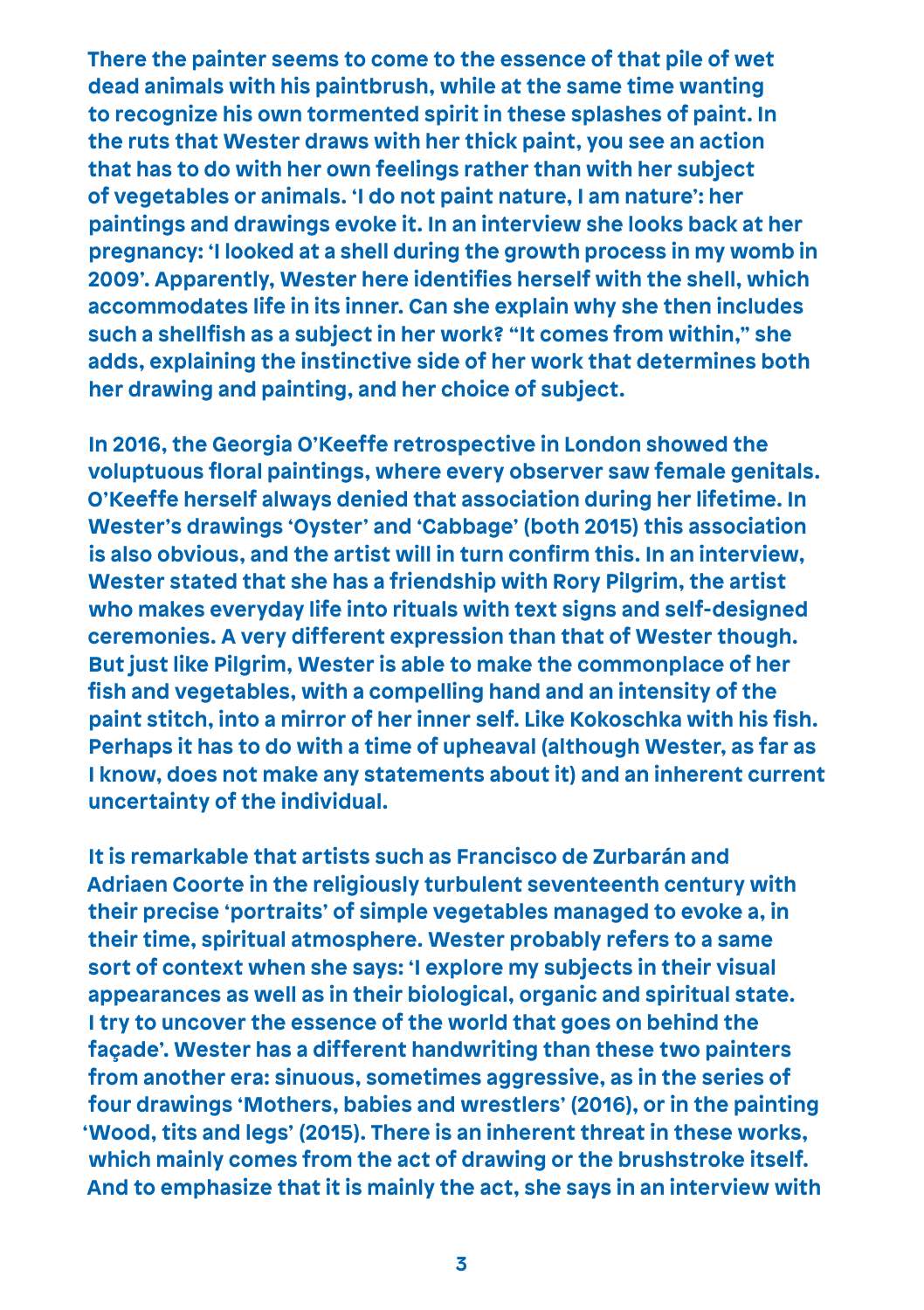There the painter seems to come to the essence of that pile of wet dead animals with his paintbrush, while at the same time wanting to recognize his own tormented spirit in these splashes of paint. In the ruts that Wester draws with her thick paint, you see an action that has to do with her own feelings rather than with her subject of vegetables or animals. 'I do not paint nature, I am nature': her paintings and drawings evoke it. In an interview she looks back at her pregnancy: 'I looked at a shell during the growth process in my womb in 2009'. Apparently, Wester here identifies herself with the shell, which accommodates life in its inner. Can she explain why she then includes such a shellfish as a subject in her work? "It comes from within," she adds, explaining the instinctive side of her work that determines both her drawing and painting, and her choice of subject.

In 2016, the Georgia O'Keeffe retrospective in London showed the voluptuous floral paintings, where every observer saw female genitals. O'Keeffe herself always denied that association during her lifetime. In Wester's drawings 'Oyster' and 'Cabbage' (both 2015) this association is also obvious, and the artist will in turn confirm this. In an interview, Wester stated that she has a friendship with Rory Pilgrim, the artist who makes everyday life into rituals with text signs and self-designed ceremonies. A very different expression than that of Wester though. But just like Pilgrim, Wester is able to make the commonplace of her fish and vegetables, with a compelling hand and an intensity of the paint stitch, into a mirror of her inner self. Like Kokoschka with his fish. Perhaps it has to do with a time of upheaval (although Wester, as far as I know, does not make any statements about it) and an inherent current uncertainty of the individual.

It is remarkable that artists such as Francisco de Zurbarán and Adriaen Coorte in the religiously turbulent seventeenth century with their precise 'portraits' of simple vegetables managed to evoke a, in their time, spiritual atmosphere. Wester probably refers to a same sort of context when she says: 'I explore my subjects in their visual appearances as well as in their biological, organic and spiritual state. I try to uncover the essence of the world that goes on behind the façade'. Wester has a different handwriting than these two painters from another era: sinuous, sometimes aggressive, as in the series of four drawings 'Mothers, babies and wrestlers' (2016), or in the painting 'Wood, tits and legs' (2015). There is an inherent threat in these works, which mainly comes from the act of drawing or the brushstroke itself. And to emphasize that it is mainly the act, she says in an interview with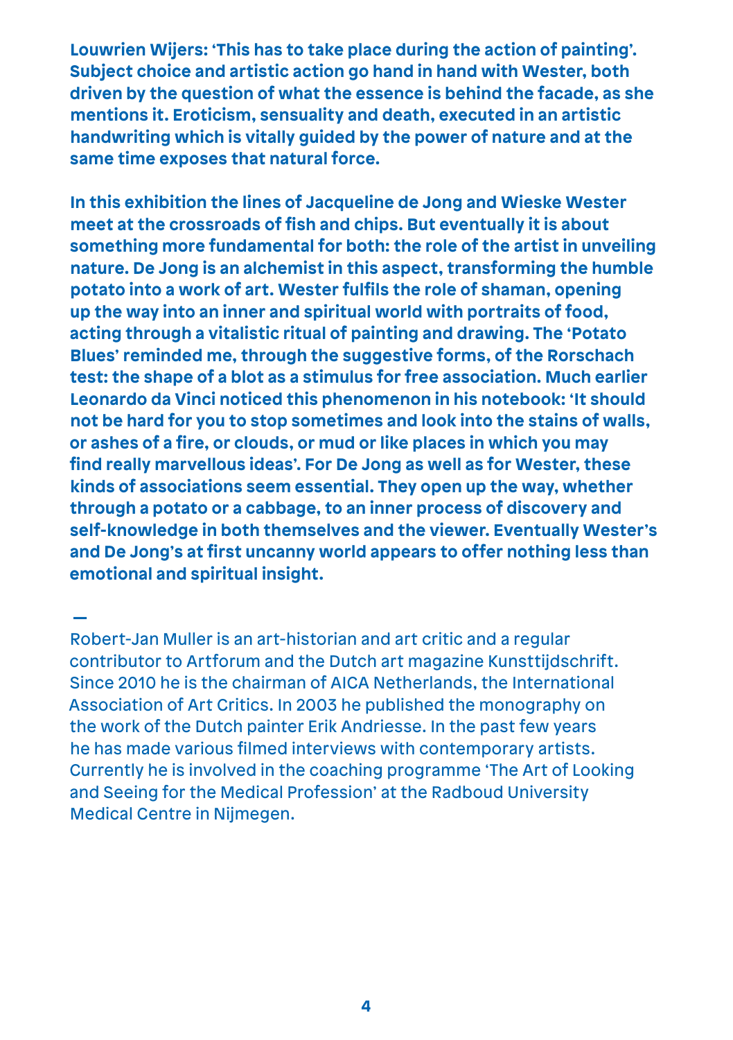**Louwrien Wijers: 'This has to take place during the action of painting'. Subject choice and artistic action go hand in hand with Wester, both driven by the question of what the essence is behind the facade, as she mentions it. Eroticism, sensuality and death, executed in an artistic handwriting which is vitally guided by the power of nature and at the same time exposes that natural force.**

**In this exhibition the lines of Jacqueline de Jong and Wieske Wester meet at the crossroads of fish and chips. But eventually it is about something more fundamental for both: the role of the artist in unveiling nature. De Jong is an alchemist in this aspect, transforming the humble potato into a work of art. Wester fulfils the role of shaman, opening up the way into an inner and spiritual world with portraits of food, acting through a vitalistic ritual of painting and drawing. The 'Potato Blues' reminded me, through the suggestive forms, of the Rorschach test: the shape of a blot as a stimulus for free association. Much earlier Leonardo da Vinci noticed this phenomenon in his notebook: 'It should not be hard for you to stop sometimes and look into the stains of walls, or ashes of a fire, or clouds, or mud or like places in which you may find really marvellous ideas'. For De Jong as well as for Wester, these kinds of associations seem essential. They open up the way, whether through a potato or a cabbage, to an inner process of discovery and self-knowledge in both themselves and the viewer. Eventually Wester's and De Jong's at first uncanny world appears to offer nothing less than emotional and spiritual insight.**

—

Robert-Jan Muller is an art-historian and art critic and a regular contributor to Artforum and the Dutch art magazine Kunsttijdschrift. Since 2010 he is the chairman of AICA Netherlands, the International Association of Art Critics. In 2003 he published the monography on the work of the Dutch painter Erik Andriesse. In the past few years he has made various filmed interviews with contemporary artists. Currently he is involved in the coaching programme 'The Art of Looking and Seeing for the Medical Profession' at the Radboud University Medical Centre in Nijmegen.